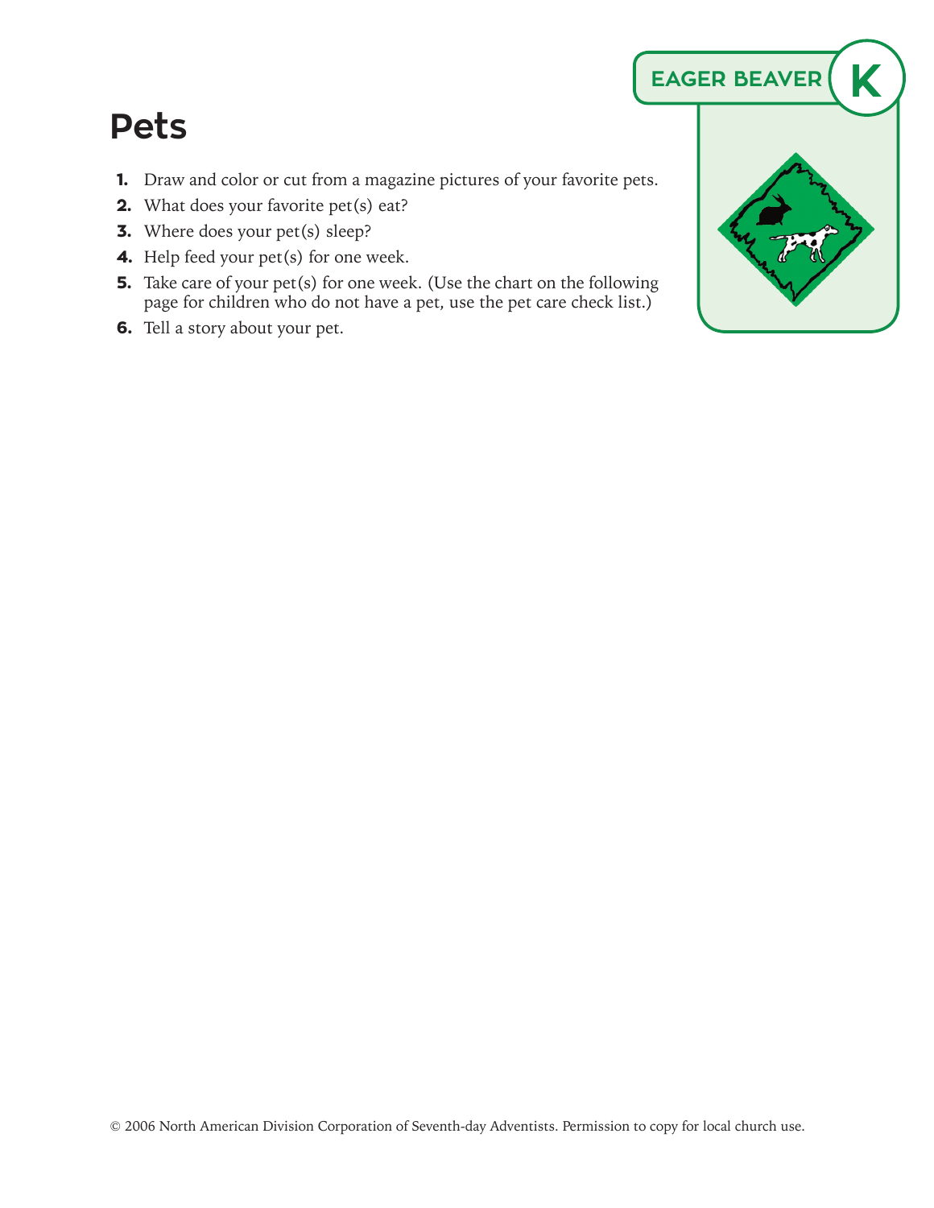EAGER BEAVER K

# Pets

1. Draw and color or cut from a magazine pictures of your favorite pets.
2. What does your favorite pet(s) eat?
3. Where does your pet(s) sleep?
4. Help feed your pet(s) for one week.
5. Take care of your pet(s) for one week. (Use the chart on the following page for children who do not have a pet, use the pet care check list.)
6. Tell a story about your pet.

© 2006 North American Division Corporation of Seventh-day Adventists. Permission to copy for local church use.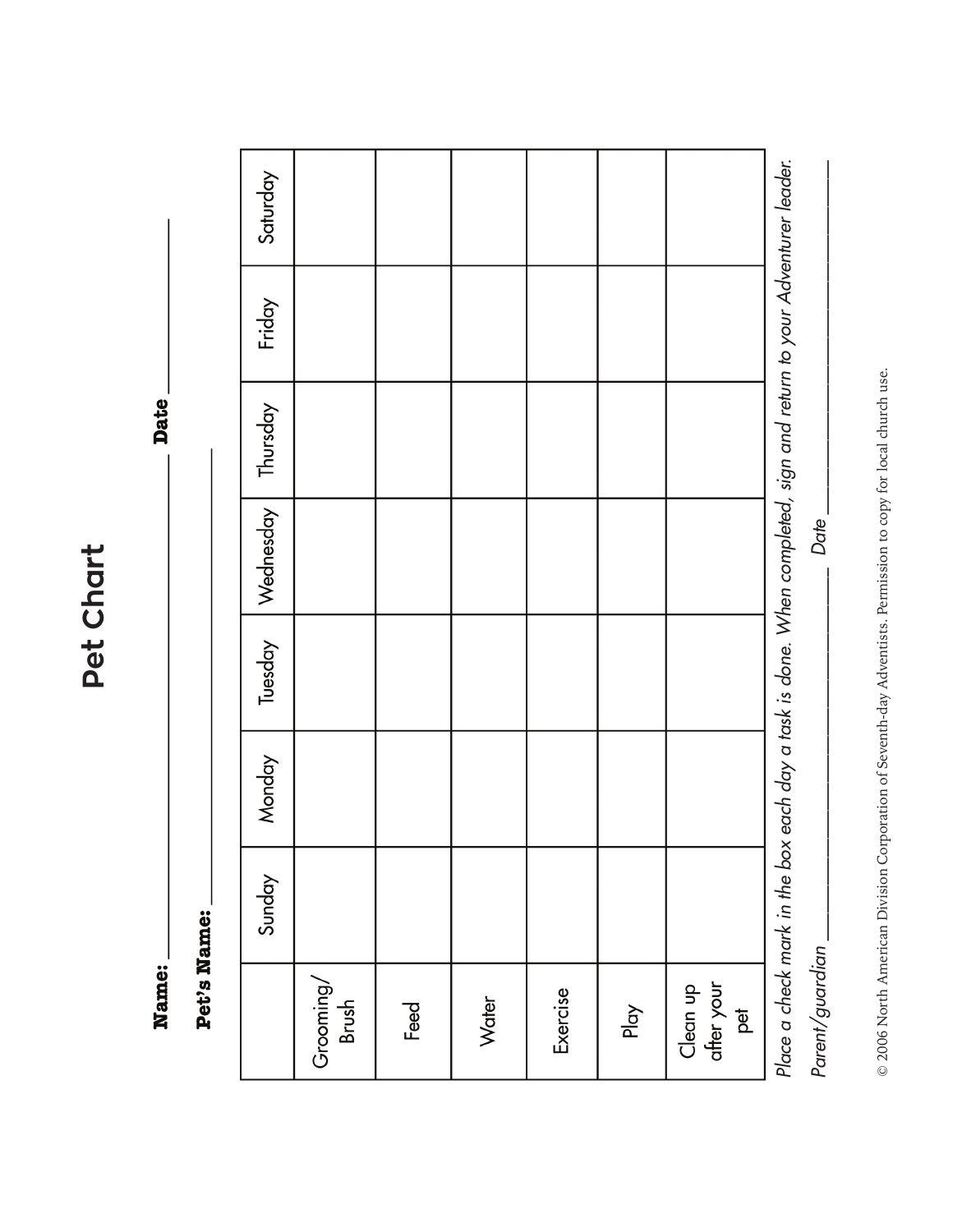# Pet Chart

**Name:** ______________________________ **Date** ______________

**Pet's Name:** ______________________________

| | Sunday | Monday | Tuesday | Wednesday | Thursday | Friday | Saturday |
|---|---|---|---|---|---|---|---|
| Grooming/ Brush | | | | | | | |
| Feed | | | | | | | |
| Water | | | | | | | |
| Exercise | | | | | | | |
| Play | | | | | | | |
| Clean up after your pet | | | | | | | |

*Place a check mark in the box each day a task is done. When completed, sign and return to your Adventurer leader.*

*Parent/guardian* ______________________________ *Date* ______________

© 2006 North American Division Corporation of Seventh-day Adventists. Permission to copy for local church use.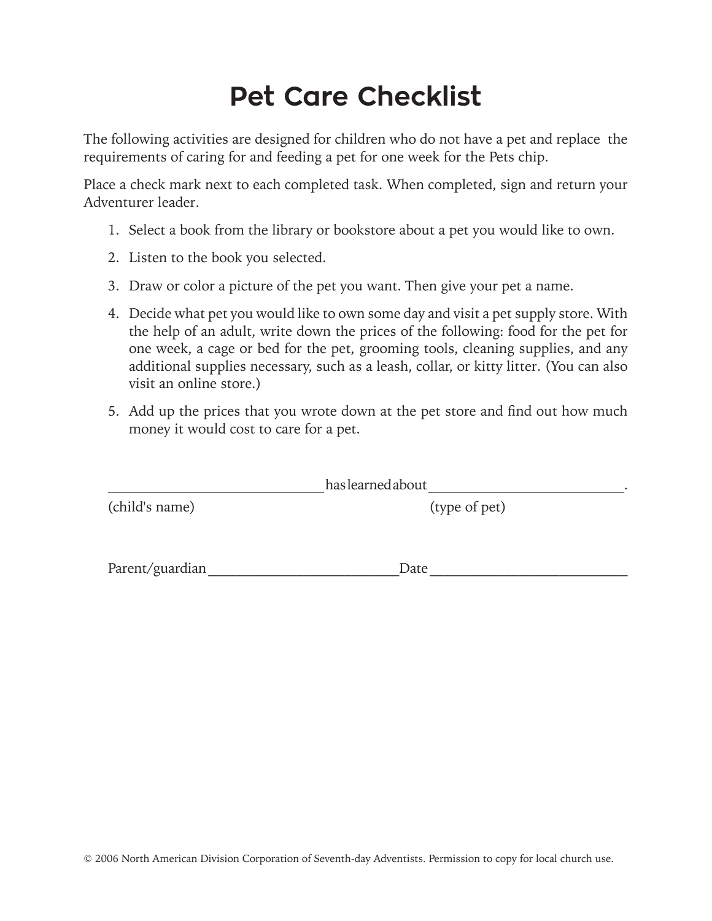# Pet Care Checklist

The following activities are designed for children who do not have a pet and replace the requirements of caring for and feeding a pet for one week for the Pets chip.

Place a check mark next to each completed task. When completed, sign and return your Adventurer leader.

1. Select a book from the library or bookstore about a pet you would like to own.
2. Listen to the book you selected.
3. Draw or color a picture of the pet you want. Then give your pet a name.
4. Decide what pet you would like to own some day and visit a pet supply store. With the help of an adult, write down the prices of the following: food for the pet for one week, a cage or bed for the pet, grooming tools, cleaning supplies, and any additional supplies necessary, such as a leash, collar, or kitty litter. (You can also visit an online store.)
5. Add up the prices that you wrote down at the pet store and find out how much money it would cost to care for a pet.

______________________________ has learned about ___________________________.
(child's name) (type of pet)

Parent/guardian ___________________________ Date ___________________________

© 2006 North American Division Corporation of Seventh-day Adventists. Permission to copy for local church use.